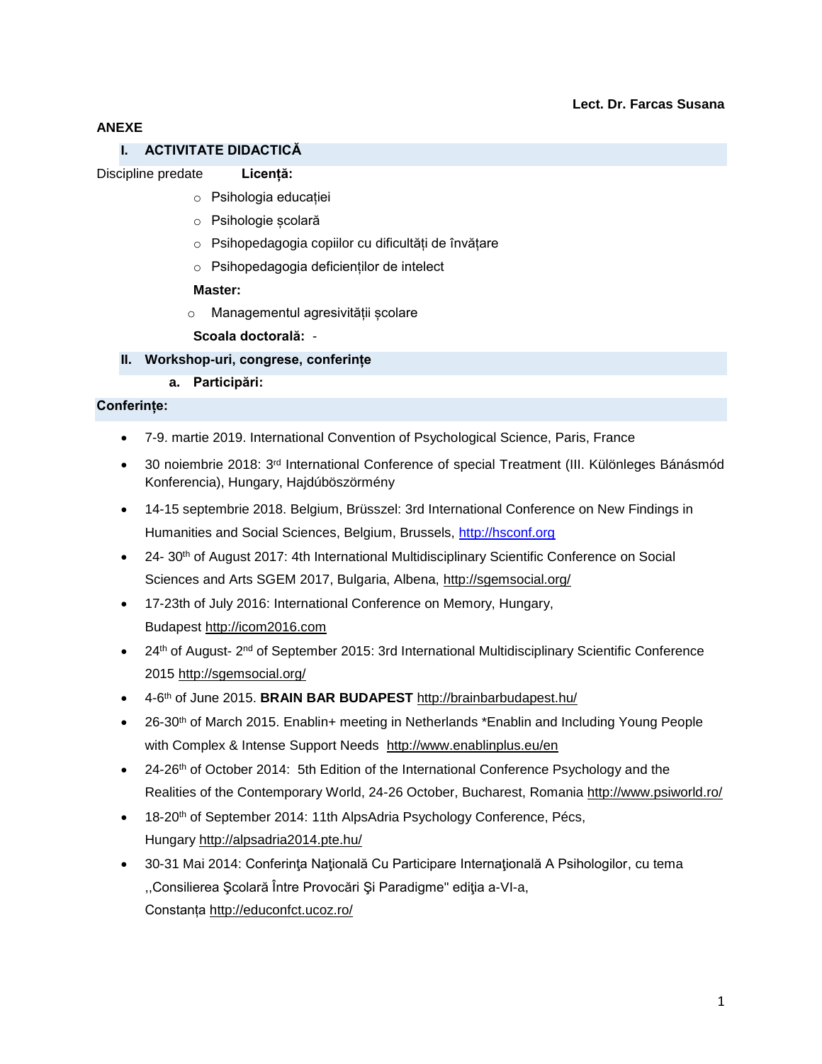**Lect. Dr. Farcas Susana**

**ANEXE**

## I. ACTIVITATE DIDACTICĂ

Discipline predate **Licență:**

- Psihologia educației
- Psihologie școlară
- Psihopedagogia copiilor cu dificultăți de învățare
- Psihopedagogia deficienților de intelect

**Master:**

- Managementul agresivității școlare

**Scoala doctorală:** -

## II. Workshop-uri, congrese, conferințe

### a. Participări:

**Conferințe:**

- 7-9. martie 2019. International Convention of Psychological Science, Paris, France
- 30 noiembrie 2018: 3rd International Conference of special Treatment (III. Különleges Bánásmód Konferencia), Hungary, Hajdúböszörmény
- 14-15 septembrie 2018. Belgium, Brüsszel: 3rd International Conference on New Findings in Humanities and Social Sciences, Belgium, Brussels, http://hsconf.org
- 24- 30th of August 2017: 4th International Multidisciplinary Scientific Conference on Social Sciences and Arts SGEM 2017, Bulgaria, Albena, http://sgemsocial.org/
- 17-23th of July 2016: International Conference on Memory, Hungary, Budapest http://icom2016.com
- 24th of August- 2nd of September 2015: 3rd International Multidisciplinary Scientific Conference 2015 http://sgemsocial.org/
- 4-6th of June 2015. **BRAIN BAR BUDAPEST** http://brainbarbudapest.hu/
- 26-30th of March 2015. Enablin+ meeting in Netherlands *Enablin and Including Young People with Complex & Intense Support Needs http://www.enablinplus.eu/en
- 24-26th of October 2014: 5th Edition of the International Conference Psychology and the Realities of the Contemporary World, 24-26 October, Bucharest, Romania http://www.psiworld.ro/
- 18-20th of September 2014: 11th AlpsAdria Psychology Conference, Pécs, Hungary http://alpsadria2014.pte.hu/
- 30-31 Mai 2014: Conferinţa Naţională Cu Participare Internaţională A Psihologilor, cu tema ,,Consilierea Şcolară Între Provocări Şi Paradigme" ediţia a-VI-a, Constanța http://educonfct.ucoz.ro/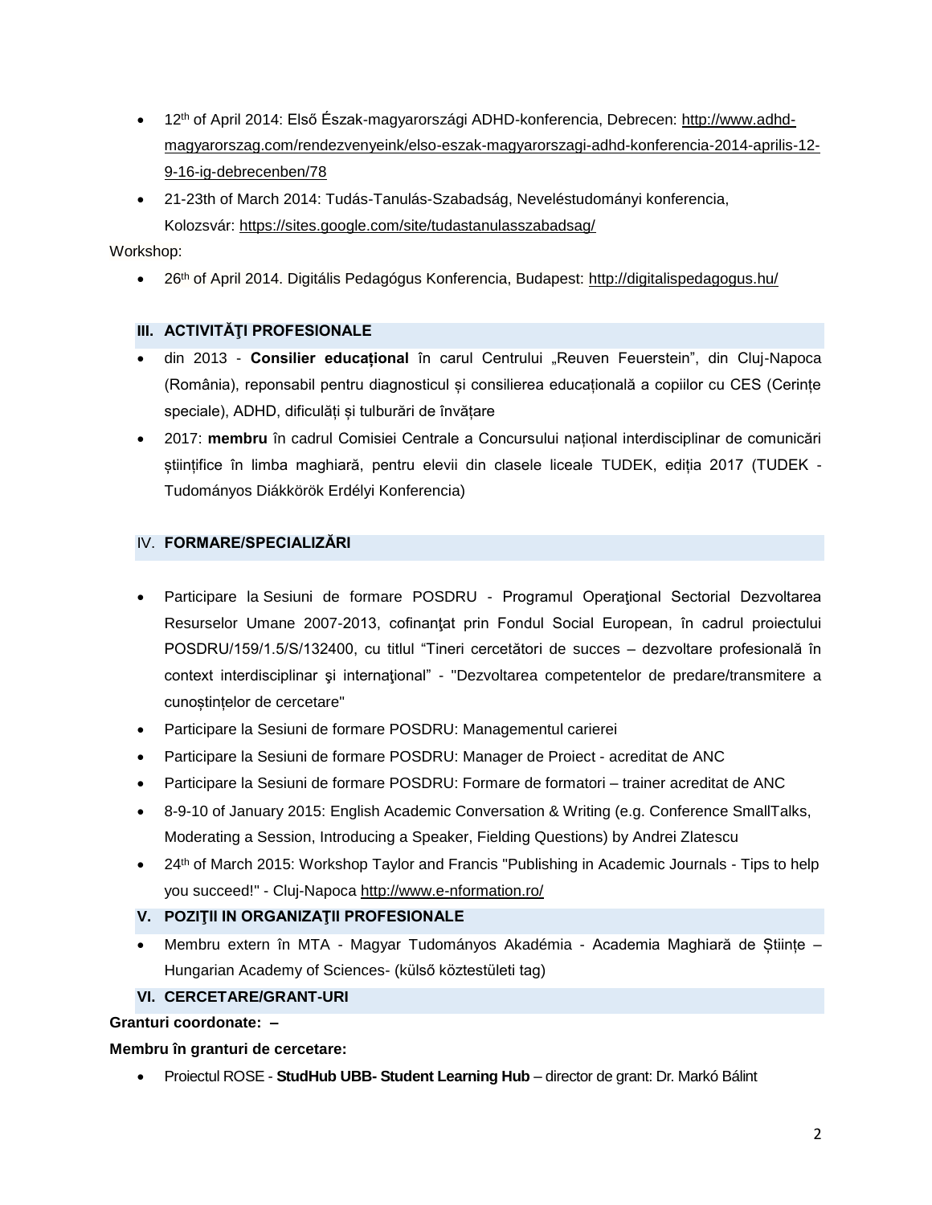- 12th of April 2014: Első Észak-magyarországi ADHD-konferencia, Debrecen: http://www.adhd-magyarorszag.com/rendezvenyeink/elso-eszak-magyarorszagi-adhd-konferencia-2014-aprilis-12-9-16-ig-debrecenben/78
- 21-23th of March 2014: Tudás-Tanulás-Szabadság, Neveléstudományi konferencia, Kolozsvár: https://sites.google.com/site/tudastanulasszabadsag/

Workshop:

- 26th of April 2014. Digitális Pedagógus Konferencia, Budapest: http://digitalispedagogus.hu/

## III. ACTIVITĂŢI PROFESIONALE

- din 2013 - **Consilier educațional** în carul Centrului „Reuven Feuerstein", din Cluj-Napoca (România), reponsabil pentru diagnosticul și consilierea educațională a copiilor cu CES (Cerințe speciale), ADHD, dificulăți și tulburări de învățare
- 2017: **membru** în cadrul Comisiei Centrale a Concursului național interdisciplinar de comunicări științifice în limba maghiară, pentru elevii din clasele liceale TUDEK, ediția 2017 (TUDEK - Tudományos Diákkörök Erdélyi Konferencia)

## IV. FORMARE/SPECIALIZĂRI

- Participare la Sesiuni de formare POSDRU - Programul Operaţional Sectorial Dezvoltarea Resurselor Umane 2007-2013, cofinanţat prin Fondul Social European, în cadrul proiectului POSDRU/159/1.5/S/132400, cu titlul "Tineri cercetători de succes – dezvoltare profesională în context interdisciplinar şi internaţional" - "Dezvoltarea competentelor de predare/transmitere a cunoștințelor de cercetare"
- Participare la Sesiuni de formare POSDRU: Managementul carierei
- Participare la Sesiuni de formare POSDRU: Manager de Proiect - acreditat de ANC
- Participare la Sesiuni de formare POSDRU: Formare de formatori – trainer acreditat de ANC
- 8-9-10 of January 2015: English Academic Conversation & Writing (e.g. Conference SmallTalks, Moderating a Session, Introducing a Speaker, Fielding Questions) by Andrei Zlatescu
- 24th of March 2015: Workshop Taylor and Francis "Publishing in Academic Journals - Tips to help you succeed!" - Cluj-Napoca http://www.e-nformation.ro/

## V. POZIŢII IN ORGANIZAŢII PROFESIONALE

- Membru extern în MTA - Magyar Tudományos Akadémia - Academia Maghiară de Științe – Hungarian Academy of Sciences- (külső köztestületi tag)

## VI. CERCETARE/GRANT-URI

**Granturi coordonate: –**

**Membru în granturi de cercetare:**

- Proiectul ROSE - **StudHub UBB- Student Learning Hub** – director de grant: Dr. Markó Bálint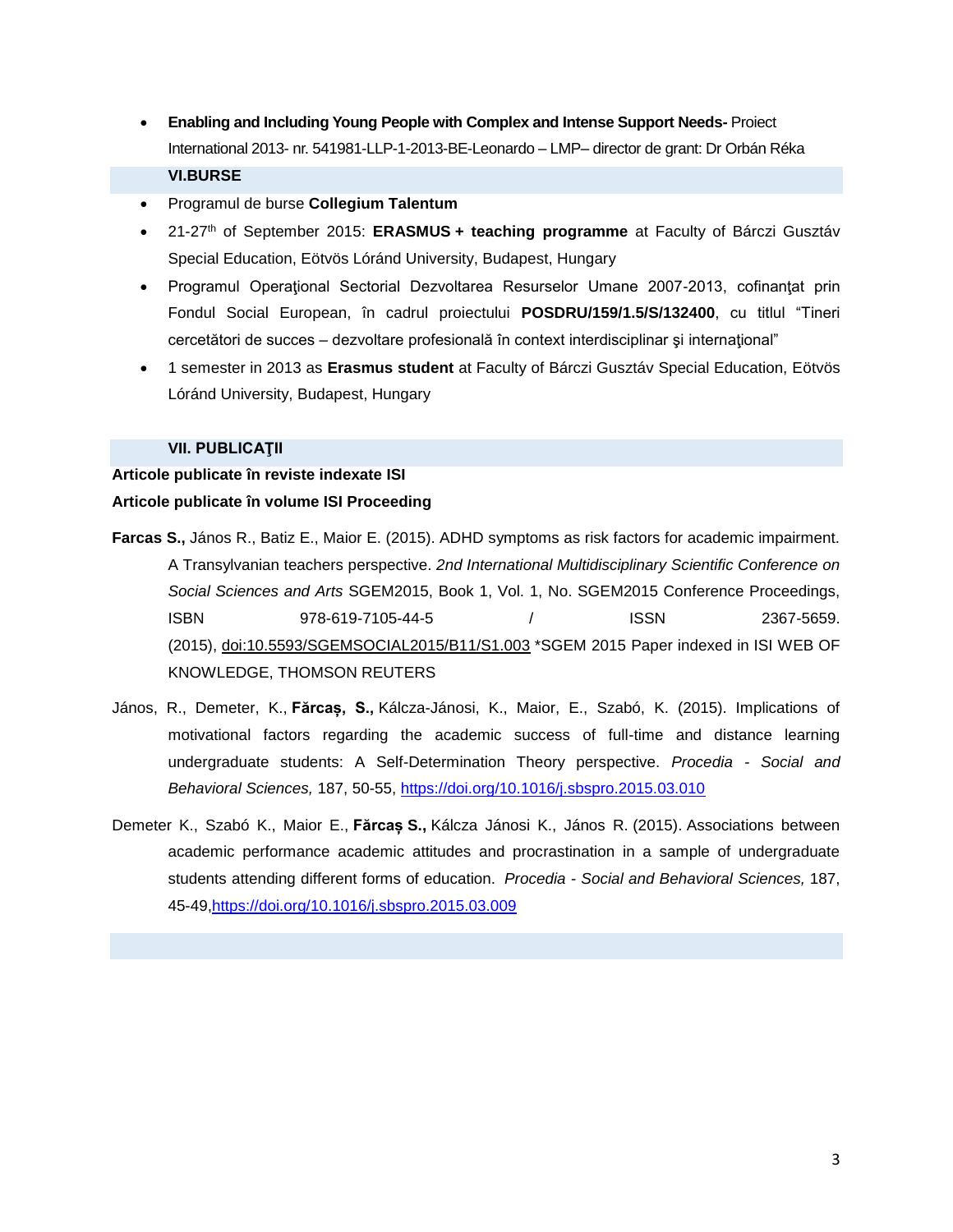- **Enabling and Including Young People with Complex and Intense Support Needs-** Proiect International 2013- nr. 541981-LLP-1-2013-BE-Leonardo – LMP– director de grant: Dr Orbán Réka

## VI.BURSE

- Programul de burse **Collegium Talentum**
- 21-27th of September 2015: **ERASMUS + teaching programme** at Faculty of Bárczi Gusztáv Special Education, Eötvös Lóránd University, Budapest, Hungary
- Programul Operaţional Sectorial Dezvoltarea Resurselor Umane 2007-2013, cofinanţat prin Fondul Social European, în cadrul proiectului **POSDRU/159/1.5/S/132400**, cu titlul "Tineri cercetători de succes – dezvoltare profesională în context interdisciplinar şi internaţional"
- 1 semester in 2013 as **Erasmus student** at Faculty of Bárczi Gusztáv Special Education, Eötvös Lóránd University, Budapest, Hungary

## VII. PUBLICAŢII

**Articole publicate în reviste indexate ISI**

**Articole publicate în volume ISI Proceeding**

**Farcas S.,** János R., Batiz E., Maior E. (2015). ADHD symptoms as risk factors for academic impairment. A Transylvanian teachers perspective. *2nd International Multidisciplinary Scientific Conference on Social Sciences and Arts* SGEM2015, Book 1, Vol. 1, No. SGEM2015 Conference Proceedings, ISBN 978-619-7105-44-5 / ISSN 2367-5659. (2015), doi:10.5593/SGEMSOCIAL2015/B11/S1.003 *SGEM 2015 Paper indexed in ISI WEB OF KNOWLEDGE, THOMSON REUTERS

János, R., Demeter, K., **Fărcaș, S.,** Kálcza-Jánosi, K., Maior, E., Szabó, K. (2015). Implications of motivational factors regarding the academic success of full-time and distance learning undergraduate students: A Self-Determination Theory perspective. *Procedia - Social and Behavioral Sciences,* 187, 50-55, https://doi.org/10.1016/j.sbspro.2015.03.010

Demeter K., Szabó K., Maior E., **Fărcaș S.,** Kálcza Jánosi K., János R. (2015). Associations between academic performance academic attitudes and procrastination in a sample of undergraduate students attending different forms of education. *Procedia - Social and Behavioral Sciences,* 187, 45-49,https://doi.org/10.1016/j.sbspro.2015.03.009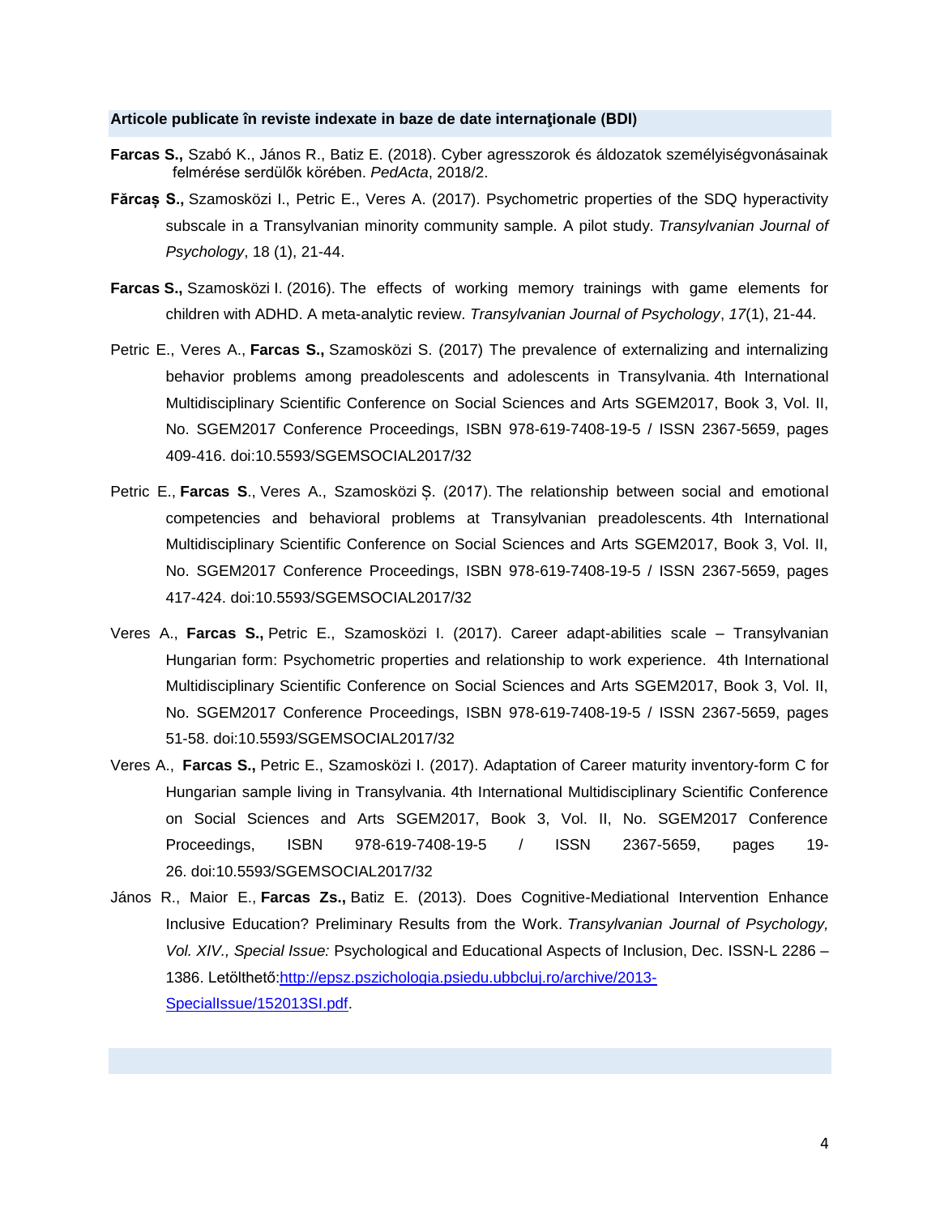**Articole publicate în reviste indexate in baze de date internaţionale (BDI)**

**Farcas S.,** Szabó K., János R., Batiz E. (2018). Cyber agresszorok és áldozatok személyiségvonásainak felmérése serdülők körében. *PedActa*, 2018/2.

**Fărcaș S.,** Szamosközi I., Petric E., Veres A. (2017). Psychometric properties of the SDQ hyperactivity subscale in a Transylvanian minority community sample. A pilot study. *Transylvanian Journal of Psychology*, 18 (1), 21-44.

**Farcas S.,** Szamosközi I. (2016). The effects of working memory trainings with game elements for children with ADHD. A meta-analytic review. *Transylvanian Journal of Psychology*, *17*(1), 21-44.

Petric E., Veres A., **Farcas S.,** Szamosközi S. (2017) The prevalence of externalizing and internalizing behavior problems among preadolescents and adolescents in Transylvania. 4th International Multidisciplinary Scientific Conference on Social Sciences and Arts SGEM2017, Book 3, Vol. II, No. SGEM2017 Conference Proceedings, ISBN 978-619-7408-19-5 / ISSN 2367-5659, pages 409-416. doi:10.5593/SGEMSOCIAL2017/32

Petric E., **Farcas S**., Veres A., Szamosközi Ș. (2017). The relationship between social and emotional competencies and behavioral problems at Transylvanian preadolescents. 4th International Multidisciplinary Scientific Conference on Social Sciences and Arts SGEM2017, Book 3, Vol. II, No. SGEM2017 Conference Proceedings, ISBN 978-619-7408-19-5 / ISSN 2367-5659, pages 417-424. doi:10.5593/SGEMSOCIAL2017/32

Veres A., **Farcas S.,** Petric E., Szamosközi I. (2017). Career adapt-abilities scale – Transylvanian Hungarian form: Psychometric properties and relationship to work experience. 4th International Multidisciplinary Scientific Conference on Social Sciences and Arts SGEM2017, Book 3, Vol. II, No. SGEM2017 Conference Proceedings, ISBN 978-619-7408-19-5 / ISSN 2367-5659, pages 51-58. doi:10.5593/SGEMSOCIAL2017/32

Veres A., **Farcas S.,** Petric E., Szamosközi I. (2017). Adaptation of Career maturity inventory-form C for Hungarian sample living in Transylvania. 4th International Multidisciplinary Scientific Conference on Social Sciences and Arts SGEM2017, Book 3, Vol. II, No. SGEM2017 Conference Proceedings, ISBN 978-619-7408-19-5 / ISSN 2367-5659, pages 19-26. doi:10.5593/SGEMSOCIAL2017/32

János R., Maior E., **Farcas Zs.,** Batiz E. (2013). Does Cognitive-Mediational Intervention Enhance Inclusive Education? Preliminary Results from the Work. *Transylvanian Journal of Psychology, Vol. XIV., Special Issue:* Psychological and Educational Aspects of Inclusion, Dec. ISSN-L 2286 – 1386. Letölthető:[http://epsz.pszichologia.psiedu.ubbcluj.ro/archive/2013-SpecialIssue/152013SI.pdf](http://epsz.pszichologia.psiedu.ubbcluj.ro/archive/2013-SpecialIssue/152013SI.pdf).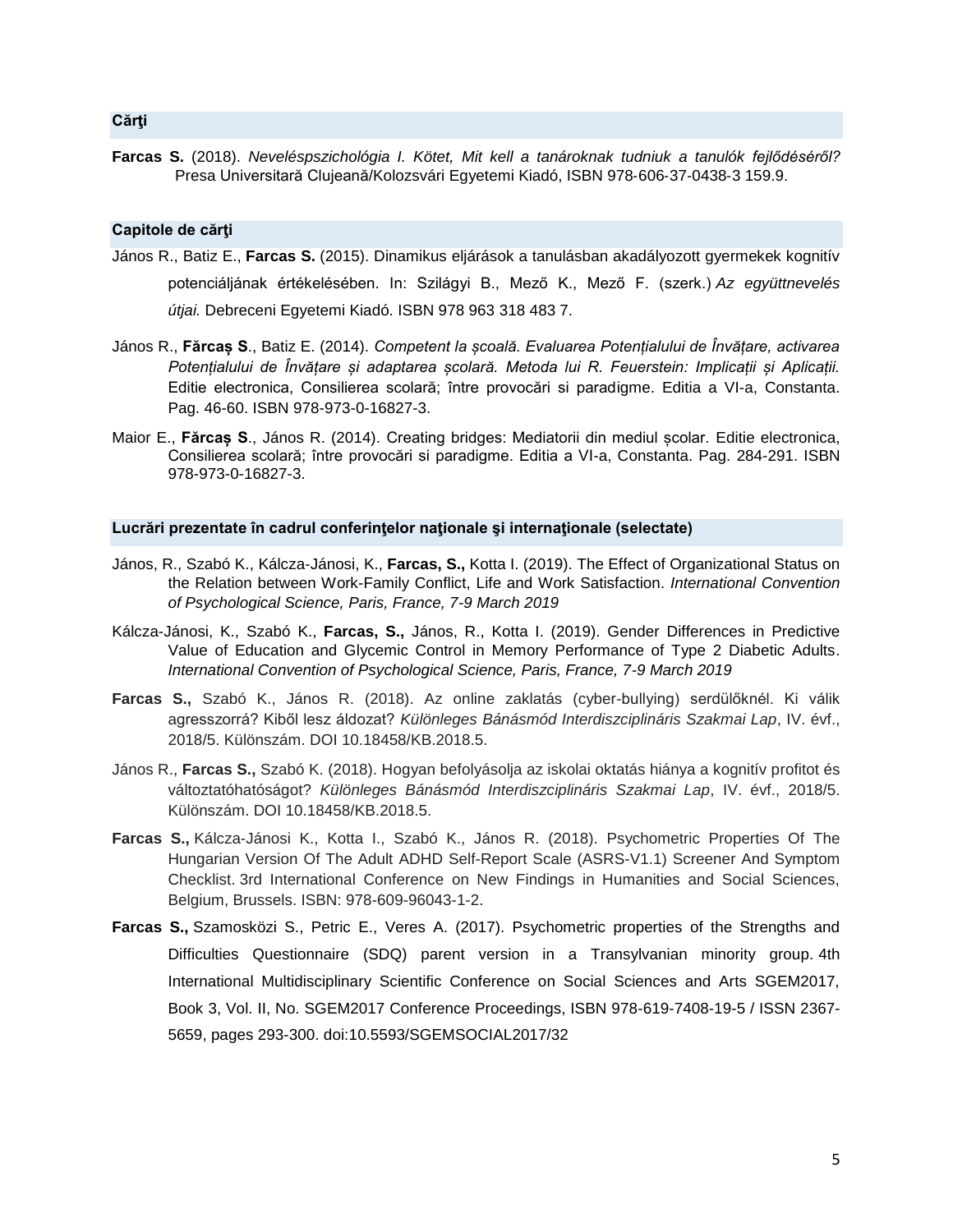## Cărţi

**Farcas S.** (2018). *Neveléspszichológia I. Kötet, Mit kell a tanároknak tudniuk a tanulók fejlődéséről?* Presa Universitară Clujeană/Kolozsvári Egyetemi Kiadó, ISBN 978-606-37-0438-3 159.9.

## Capitole de cărţi

János R., Batiz E., **Farcas S.** (2015). Dinamikus eljárások a tanulásban akadályozott gyermekek kognitív potenciáljának értékelésében. In: Szilágyi B., Mező K., Mező F. (szerk.) *Az együttnevelés útjai.* Debreceni Egyetemi Kiadó. ISBN 978 963 318 483 7.

János R., **Fărcaș S**., Batiz E. (2014). *Competent la școală. Evaluarea Potențialului de Învățare, activarea Potențialului de Învățare și adaptarea școlară. Metoda lui R. Feuerstein: Implicații și Aplicații.* Editie electronica, Consilierea scolară; între provocări si paradigme. Editia a VI-a, Constanta. Pag. 46-60. ISBN 978-973-0-16827-3.

Maior E., **Fărcaș S**., János R. (2014). Creating bridges: Mediatorii din mediul școlar. Editie electronica, Consilierea scolară; între provocări si paradigme. Editia a VI-a, Constanta. Pag. 284-291. ISBN 978-973-0-16827-3.

## Lucrări prezentate în cadrul conferinţelor naţionale şi internaţionale (selectate)

János, R., Szabó K., Kálcza-Jánosi, K., **Farcas, S.,** Kotta I. (2019). The Effect of Organizational Status on the Relation between Work-Family Conflict, Life and Work Satisfaction. *International Convention of Psychological Science, Paris, France, 7-9 March 2019*

Kálcza-Jánosi, K., Szabó K., **Farcas, S.,** János, R., Kotta I. (2019). Gender Differences in Predictive Value of Education and Glycemic Control in Memory Performance of Type 2 Diabetic Adults. *International Convention of Psychological Science, Paris, France, 7-9 March 2019*

**Farcas S.,** Szabó K., János R. (2018). Az online zaklatás (cyber-bullying) serdülőknél. Ki válik agresszorrá? Kiből lesz áldozat? *Különleges Bánásmód Interdiszciplináris Szakmai Lap*, IV. évf., 2018/5. Különszám. DOI 10.18458/KB.2018.5.

János R., **Farcas S.,** Szabó K. (2018). Hogyan befolyásolja az iskolai oktatás hiánya a kognitív profitot és változtatóhatóságot? *Különleges Bánásmód Interdiszciplináris Szakmai Lap*, IV. évf., 2018/5. Különszám. DOI 10.18458/KB.2018.5.

**Farcas S.,** Kálcza-Jánosi K., Kotta I., Szabó K., János R. (2018). Psychometric Properties Of The Hungarian Version Of The Adult ADHD Self-Report Scale (ASRS-V1.1) Screener And Symptom Checklist. 3rd International Conference on New Findings in Humanities and Social Sciences, Belgium, Brussels. ISBN: 978-609-96043-1-2.

**Farcas S.,** Szamosközi S., Petric E., Veres A. (2017). Psychometric properties of the Strengths and Difficulties Questionnaire (SDQ) parent version in a Transylvanian minority group. 4th International Multidisciplinary Scientific Conference on Social Sciences and Arts SGEM2017, Book 3, Vol. II, No. SGEM2017 Conference Proceedings, ISBN 978-619-7408-19-5 / ISSN 2367-5659, pages 293-300. doi:10.5593/SGEMSOCIAL2017/32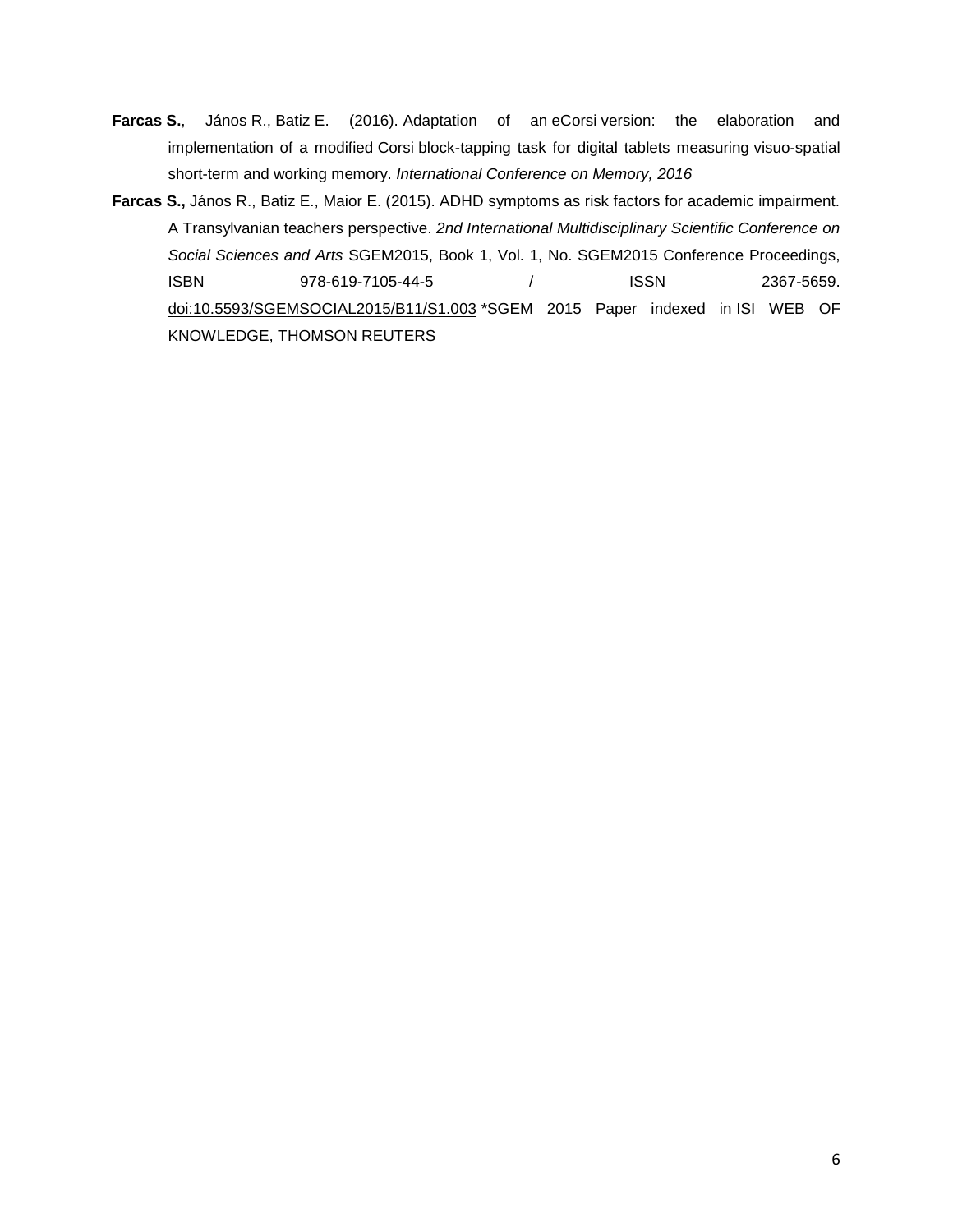**Farcas S.**, János R., Batiz E. (2016). Adaptation of an eCorsi version: the elaboration and implementation of a modified Corsi block-tapping task for digital tablets measuring visuo-spatial short-term and working memory. *International Conference on Memory, 2016*

**Farcas S.,** János R., Batiz E., Maior E. (2015). ADHD symptoms as risk factors for academic impairment. A Transylvanian teachers perspective. *2nd International Multidisciplinary Scientific Conference on Social Sciences and Arts* SGEM2015, Book 1, Vol. 1, No. SGEM2015 Conference Proceedings, ISBN 978-619-7105-44-5 / ISSN 2367-5659. doi:10.5593/SGEMSOCIAL2015/B11/S1.003 *SGEM 2015 Paper indexed in ISI WEB OF KNOWLEDGE, THOMSON REUTERS